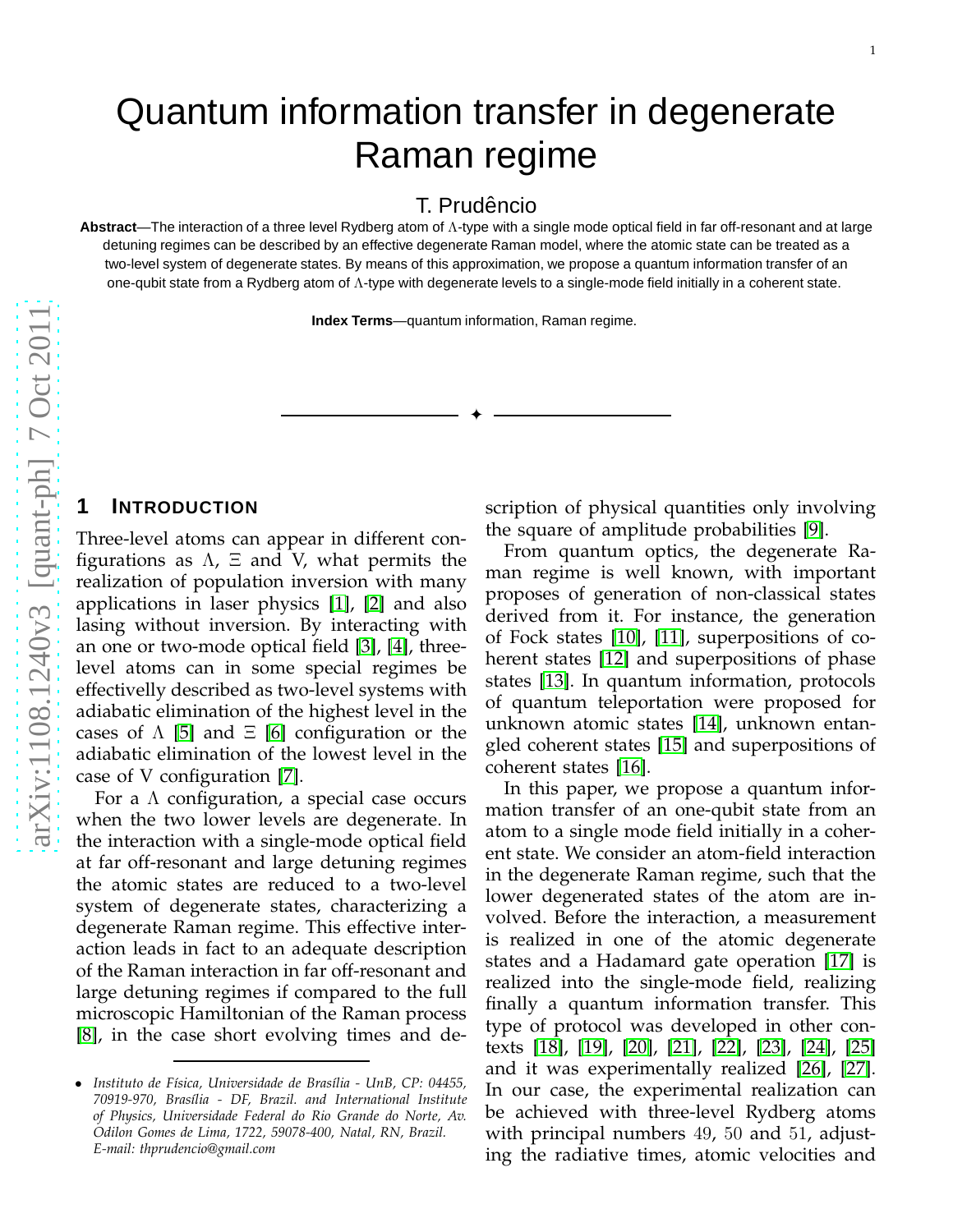# Quantum information transfer in degenerate Raman regime

T. Prudêncio

**Abstract**—The interaction of a three level Rydberg atom of $\Lambda$-type with a single mode optical field in far off-resonant and at large detuning regimes can be described by an effective degenerate Raman model, where the atomic state can be treated as a two-level system of degenerate states. By means of this approximation, we propose a quantum information transfer of an one-qubit state from a Rydberg atom of $\Lambda$-type with degenerate levels to a single-mode field initially in a coherent state.

**Index Terms**—quantum information, Raman regime.

## 1 Introduction

Three-level atoms can appear in different configurations as $\Lambda$, $\Xi$ and V, what permits the realization of population inversion with many applications in laser physics [1], [2] and also lasing without inversion. By interacting with an one or two-mode optical field [3], [4], three-level atoms can in some special regimes be effectivelly described as two-level systems with adiabatic elimination of the highest level in the cases of $\Lambda$ [5] and $\Xi$ [6] configuration or the adiabatic elimination of the lowest level in the case of V configuration [7].

For a $\Lambda$ configuration, a special case occurs when the two lower levels are degenerate. In the interaction with a single-mode optical field at far off-resonant and large detuning regimes the atomic states are reduced to a two-level system of degenerate states, characterizing a degenerate Raman regime. This effective interaction leads in fact to an adequate description of the Raman interaction in far off-resonant and large detuning regimes if compared to the full microscopic Hamiltonian of the Raman process [8], in the case short evolving times and description of physical quantities only involving the square of amplitude probabilities [9].

From quantum optics, the degenerate Raman regime is well known, with important proposes of generation of non-classical states derived from it. For instance, the generation of Fock states [10], [11], superpositions of coherent states [12] and superpositions of phase states [13]. In quantum information, protocols of quantum teleportation were proposed for unknown atomic states [14], unknown entangled coherent states [15] and superpositions of coherent states [16].

In this paper, we propose a quantum information transfer of an one-qubit state from an atom to a single mode field initially in a coherent state. We consider an atom-field interaction in the degenerate Raman regime, such that the lower degenerated states of the atom are involved. Before the interaction, a measurement is realized in one of the atomic degenerate states and a Hadamard gate operation [17] is realized into the single-mode field, realizing finally a quantum information transfer. This type of protocol was developed in other contexts [18], [19], [20], [21], [22], [23], [24], [25] and it was experimentally realized [26], [27]. In our case, the experimental realization can be achieved with three-level Rydberg atoms with principal numbers $49$, $50$ and $51$, adjusting the radiative times, atomic velocities and

- *Instituto de Física, Universidade de Brasília - UnB, CP: 04455, 70919-970, Brasília - DF, Brazil. and International Institute of Physics, Universidade Federal do Rio Grande do Norte, Av. Odilon Gomes de Lima, 1722, 59078-400, Natal, RN, Brazil. E-mail: thprudencio@gmail.com*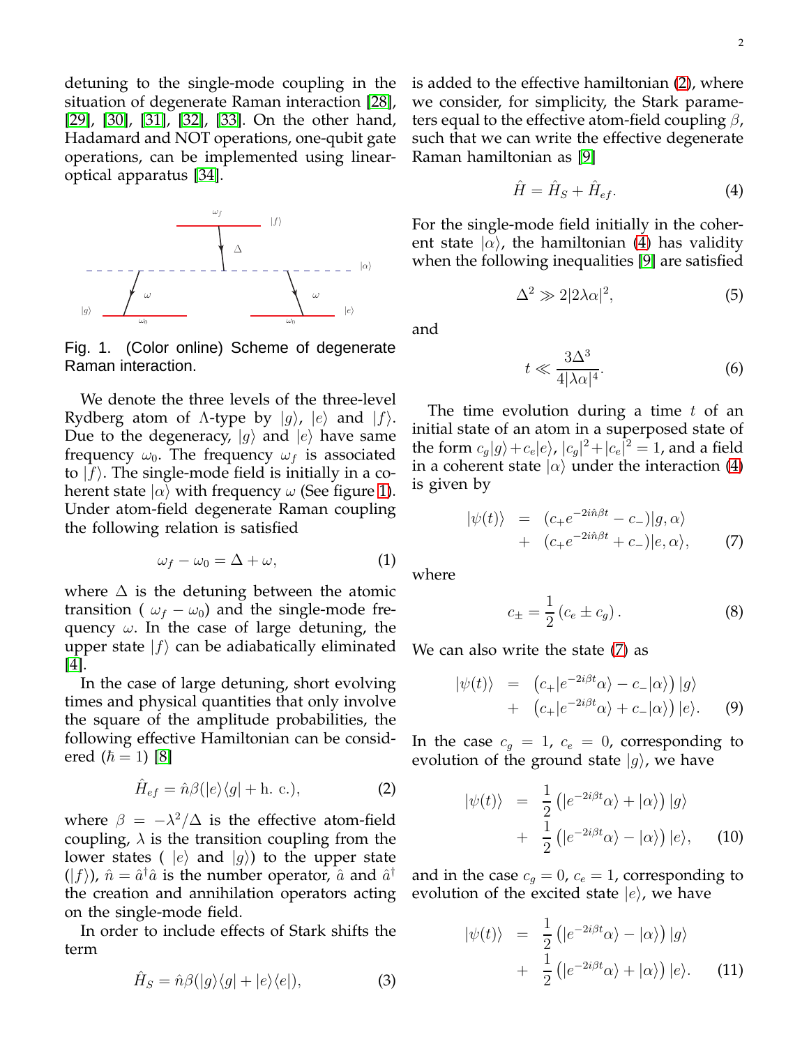detuning to the single-mode coupling in the situation of degenerate Raman interaction [28], [29], [30], [31], [32], [33]. On the other hand, Hadamard and NOT operations, one-qubit gate operations, can be implemented using linear-optical apparatus [34].

Fig. 1. (Color online) Scheme of degenerate Raman interaction.

We denote the three levels of the three-level Rydberg atom of Λ-type by $|g\rangle$, $|e\rangle$ and $|f\rangle$. Due to the degeneracy, $|g\rangle$ and $|e\rangle$ have same frequency $\omega_0$. The frequency $\omega_f$ is associated to $|f\rangle$. The single-mode field is initially in a coherent state $|\alpha\rangle$ with frequency $\omega$ (See figure 1). Under atom-field degenerate Raman coupling the following relation is satisfied

$$\omega_f - \omega_0 = \Delta + \omega, \tag{1}$$

where $\Delta$ is the detuning between the atomic transition ( $\omega_f - \omega_0$) and the single-mode frequency $\omega$. In the case of large detuning, the upper state $|f\rangle$ can be adiabatically eliminated [4].

In the case of large detuning, short evolving times and physical quantities that only involve the square of the amplitude probabilities, the following effective Hamiltonian can be considered ($\hbar = 1$) [8]

$$\hat{H}_{ef} = \hat{n}\beta(|e\rangle\langle g| + \text{h. c.}), \tag{2}$$

where $\beta = -\lambda^2/\Delta$ is the effective atom-field coupling, $\lambda$ is the transition coupling from the lower states ( $|e\rangle$ and $|g\rangle$) to the upper state ($|f\rangle$), $\hat{n} = \hat{a}^\dagger \hat{a}$ is the number operator, $\hat{a}$ and $\hat{a}^\dagger$ the creation and annihilation operators acting on the single-mode field.

In order to include effects of Stark shifts the term

$$\hat{H}_S = \hat{n}\beta(|g\rangle\langle g| + |e\rangle\langle e|), \tag{3}$$

is added to the effective hamiltonian (2), where we consider, for simplicity, the Stark parameters equal to the effective atom-field coupling $\beta$, such that we can write the effective degenerate Raman hamiltonian as [9]

$$\hat{H} = \hat{H}_S + \hat{H}_{ef}. \tag{4}$$

For the single-mode field initially in the coherent state $|\alpha\rangle$, the hamiltonian (4) has validity when the following inequalities [9] are satisfied

$$\Delta^2 \gg 2|2\lambda\alpha|^2, \tag{5}$$

and

$$t \ll \frac{3\Delta^3}{4|\lambda\alpha|^4}. \tag{6}$$

The time evolution during a time $t$ of an initial state of an atom in a superposed state of the form $c_g|g\rangle + c_e|e\rangle$, $|c_g|^2 + |c_e|^2 = 1$, and a field in a coherent state $|\alpha\rangle$ under the interaction (4) is given by

$$\begin{aligned} |\psi(t)\rangle &= (c_+ e^{-2i\hat{n}\beta t} - c_-)|g, \alpha\rangle \\ &+ (c_+ e^{-2i\hat{n}\beta t} + c_-)|e, \alpha\rangle, \end{aligned} \tag{7}$$

where

$$c_\pm = \frac{1}{2}\left(c_e \pm c_g\right). \tag{8}$$

We can also write the state (7) as

$$\begin{aligned} |\psi(t)\rangle &= \left(c_+|e^{-2i\beta t}\alpha\rangle - c_-|\alpha\rangle\right)|g\rangle \\ &+ \left(c_+|e^{-2i\beta t}\alpha\rangle + c_-|\alpha\rangle\right)|e\rangle. \end{aligned} \tag{9}$$

In the case $c_g = 1$, $c_e = 0$, corresponding to evolution of the ground state $|g\rangle$, we have

$$\begin{aligned} |\psi(t)\rangle &= \frac{1}{2}\left(|e^{-2i\beta t}\alpha\rangle + |\alpha\rangle\right)|g\rangle \\ &+ \frac{1}{2}\left(|e^{-2i\beta t}\alpha\rangle - |\alpha\rangle\right)|e\rangle, \end{aligned} \tag{10}$$

and in the case $c_g = 0$, $c_e = 1$, corresponding to evolution of the excited state $|e\rangle$, we have

$$\begin{aligned} |\psi(t)\rangle &= \frac{1}{2}\left(|e^{-2i\beta t}\alpha\rangle - |\alpha\rangle\right)|g\rangle \\ &+ \frac{1}{2}\left(|e^{-2i\beta t}\alpha\rangle + |\alpha\rangle\right)|e\rangle. \end{aligned} \tag{11}$$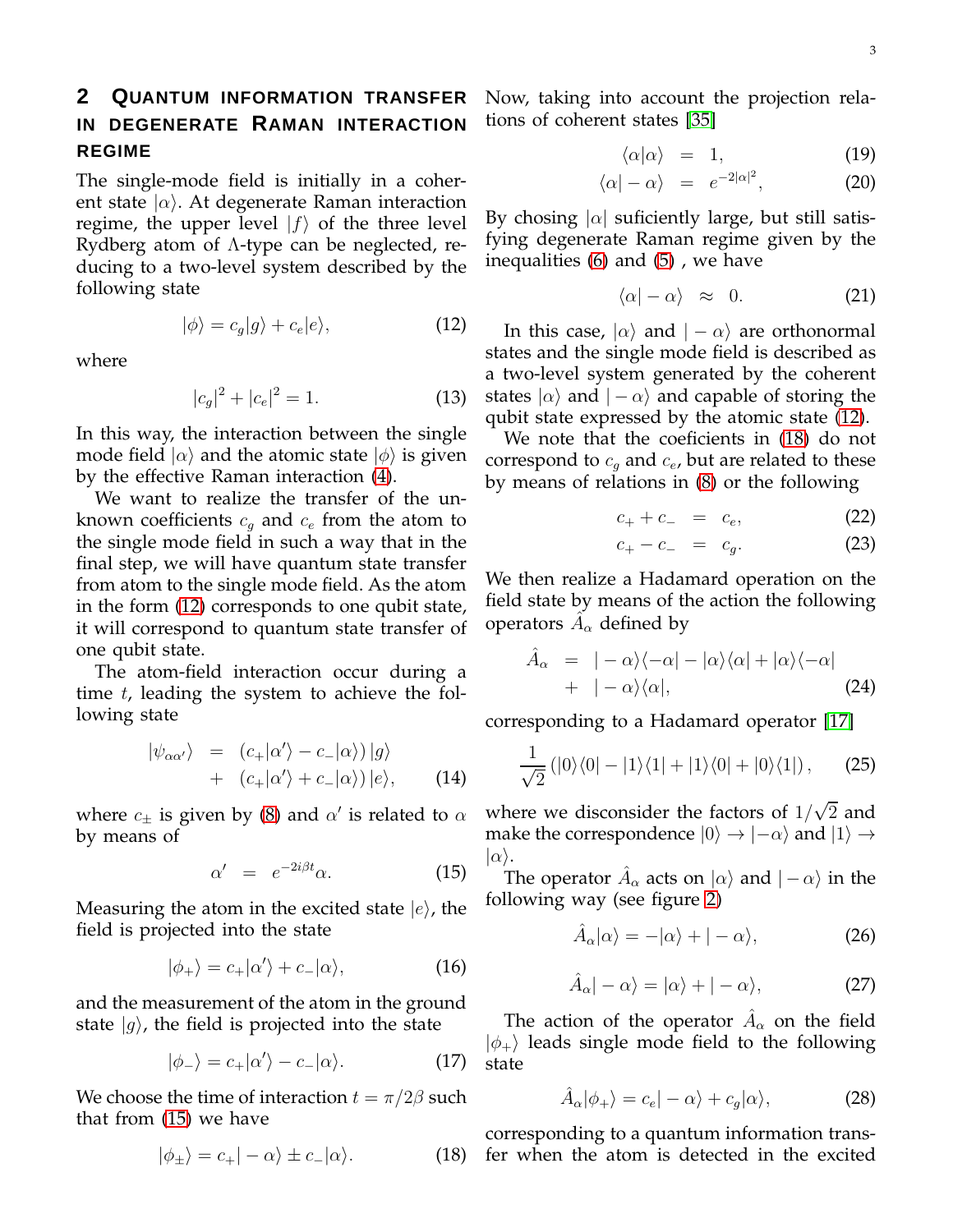## 2 Quantum information transfer in degenerate Raman interaction regime

The single-mode field is initially in a coherent state $|\alpha\rangle$. At degenerate Raman interaction regime, the upper level $|f\rangle$ of the three level Rydberg atom of $\Lambda$-type can be neglected, reducing to a two-level system described by the following state

$$|\phi\rangle = c_g|g\rangle + c_e|e\rangle, \tag{12}$$

where

$$|c_g|^2 + |c_e|^2 = 1. \tag{13}$$

In this way, the interaction between the single mode field $|\alpha\rangle$ and the atomic state $|\phi\rangle$ is given by the effective Raman interaction (4).

We want to realize the transfer of the unknown coefficients $c_g$ and $c_e$ from the atom to the single mode field in such a way that in the final step, we will have quantum state transfer from atom to the single mode field. As the atom in the form (12) corresponds to one qubit state, it will correspond to quantum state transfer of one qubit state.

The atom-field interaction occur during a time $t$, leading the system to achieve the following state

$$\begin{aligned}|\psi_{\alpha\alpha'}\rangle &= (c_+|\alpha'\rangle - c_-|\alpha\rangle)\,|g\rangle \\ &+ (c_+|\alpha'\rangle + c_-|\alpha\rangle)\,|e\rangle,\end{aligned} \tag{14}$$

where $c_\pm$ is given by (8) and $\alpha'$ is related to $\alpha$ by means of

$$\alpha' = e^{-2i\beta t}\alpha. \tag{15}$$

Measuring the atom in the excited state $|e\rangle$, the field is projected into the state

$$|\phi_+\rangle = c_+|\alpha'\rangle + c_-|\alpha\rangle, \tag{16}$$

and the measurement of the atom in the ground state $|g\rangle$, the field is projected into the state

$$|\phi_-\rangle = c_+|\alpha'\rangle - c_-|\alpha\rangle. \tag{17}$$

We choose the time of interaction $t = \pi/2\beta$ such that from (15) we have

$$|\phi_\pm\rangle = c_+|-\alpha\rangle \pm c_-|\alpha\rangle. \tag{18}$$

Now, taking into account the projection relations of coherent states [35]

$$\begin{aligned}\langle\alpha|\alpha\rangle &= 1, &(19)\\ \langle\alpha|-\alpha\rangle &= e^{-2|\alpha|^2}, &(20)\end{aligned}$$

By chosing $|\alpha|$ suficiently large, but still satisfying degenerate Raman regime given by the inequalities (6) and (5) , we have

$$\langle\alpha|-\alpha\rangle \approx 0. \tag{21}$$

In this case, $|\alpha\rangle$ and $|-\alpha\rangle$ are orthonormal states and the single mode field is described as a two-level system generated by the coherent states $|\alpha\rangle$ and $|-\alpha\rangle$ and capable of storing the qubit state expressed by the atomic state (12).

We note that the coeficients in (18) do not correspond to $c_g$ and $c_e$, but are related to these by means of relations in (8) or the following

$$\begin{aligned}c_+ + c_- &= c_e, &(22)\\ c_+ - c_- &= c_g. &(23)\end{aligned}$$

We then realize a Hadamard operation on the field state by means of the action the following operators $\hat{A}_\alpha$ defined by

$$\begin{aligned}\hat{A}_\alpha &= |-\alpha\rangle\langle-\alpha| - |\alpha\rangle\langle\alpha| + |\alpha\rangle\langle-\alpha| \\ &+ |-\alpha\rangle\langle\alpha|,\end{aligned} \tag{24}$$

corresponding to a Hadamard operator [17]

$$\frac{1}{\sqrt{2}}\left(|0\rangle\langle 0| - |1\rangle\langle 1| + |1\rangle\langle 0| + |0\rangle\langle 1|\right), \tag{25}$$

where we disconsider the factors of $1/\sqrt{2}$ and make the correspondence $|0\rangle \to |-\alpha\rangle$ and $|1\rangle \to |\alpha\rangle$.

The operator $\hat{A}_\alpha$ acts on $|\alpha\rangle$ and $|-\alpha\rangle$ in the following way (see figure 2)

$$\hat{A}_\alpha|\alpha\rangle = -|\alpha\rangle + |-\alpha\rangle, \tag{26}$$

$$\hat{A}_\alpha|-\alpha\rangle = |\alpha\rangle + |-\alpha\rangle, \tag{27}$$

The action of the operator $\hat{A}_\alpha$ on the field $|\phi_+\rangle$ leads single mode field to the following state

$$\hat{A}_\alpha|\phi_+\rangle = c_e|-\alpha\rangle + c_g|\alpha\rangle, \tag{28}$$

corresponding to a quantum information transfer when the atom is detected in the excited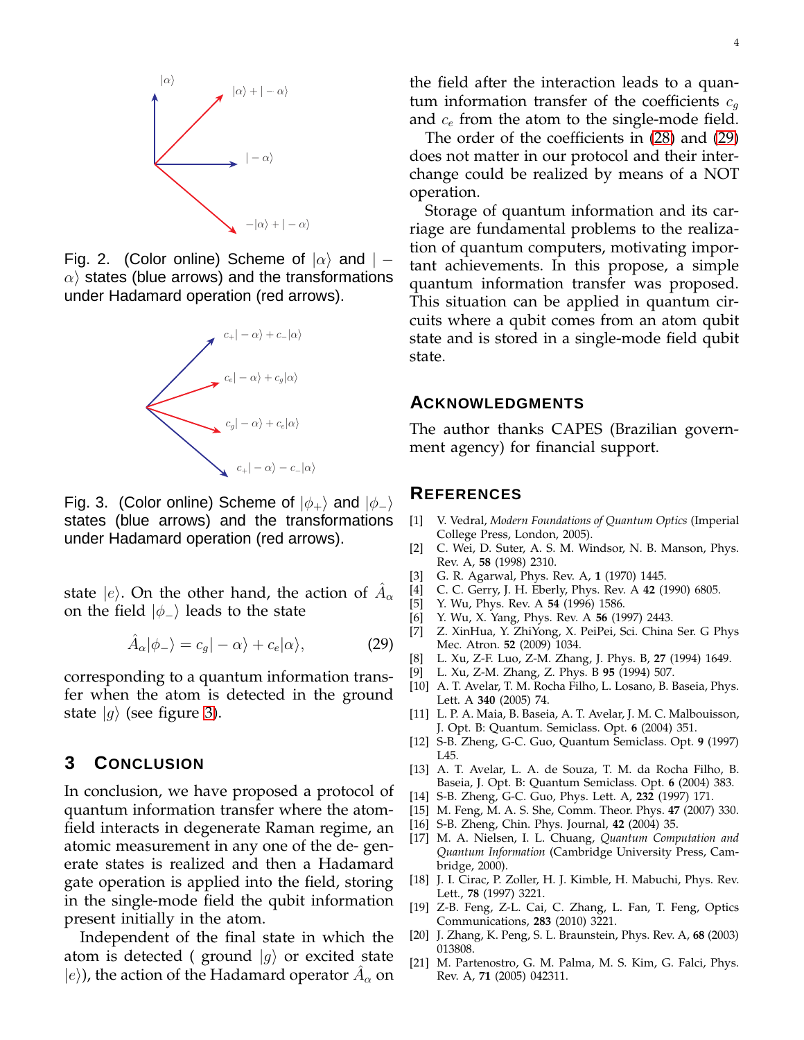Fig. 2. (Color online) Scheme of $|\alpha\rangle$ and $|-\alpha\rangle$ states (blue arrows) and the transformations under Hadamard operation (red arrows).

Fig. 3. (Color online) Scheme of $|\phi_+\rangle$ and $|\phi_-\rangle$ states (blue arrows) and the transformations under Hadamard operation (red arrows).

state $|e\rangle$. On the other hand, the action of $\hat{A}_\alpha$ on the field $|\phi_-\rangle$ leads to the state

$$\hat{A}_\alpha|\phi_-\rangle = c_g|-\alpha\rangle + c_e|\alpha\rangle, \tag{29}$$

corresponding to a quantum information transfer when the atom is detected in the ground state $|g\rangle$ (see figure 3).

## 3 Conclusion

In conclusion, we have proposed a protocol of quantum information transfer where the atom-field interacts in degenerate Raman regime, an atomic measurement in any one of the de- generate states is realized and then a Hadamard gate operation is applied into the field, storing in the single-mode field the qubit information present initially in the atom.

Independent of the final state in which the atom is detected ( ground $|g\rangle$ or excited state $|e\rangle$), the action of the Hadamard operator $\hat{A}_\alpha$ on the field after the interaction leads to a quantum information transfer of the coefficients $c_g$ and $c_e$ from the atom to the single-mode field.

The order of the coefficients in (28) and (29) does not matter in our protocol and their interchange could be realized by means of a NOT operation.

Storage of quantum information and its carriage are fundamental problems to the realization of quantum computers, motivating important achievements. In this propose, a simple quantum information transfer was proposed. This situation can be applied in quantum circuits where a qubit comes from an atom qubit state and is stored in a single-mode field qubit state.

## Acknowledgments

The author thanks CAPES (Brazilian government agency) for financial support.

## References

[1] V. Vedral, *Modern Foundations of Quantum Optics* (Imperial College Press, London, 2005).

[2] C. Wei, D. Suter, A. S. M. Windsor, N. B. Manson, Phys. Rev. A, **58** (1998) 2310.

[3] G. R. Agarwal, Phys. Rev. A, **1** (1970) 1445.

[4] C. C. Gerry, J. H. Eberly, Phys. Rev. A **42** (1990) 6805.

[5] Y. Wu, Phys. Rev. A **54** (1996) 1586.

[6] Y. Wu, X. Yang, Phys. Rev. A **56** (1997) 2443.

[7] Z. XinHua, Y. ZhiYong, X. PeiPei, Sci. China Ser. G Phys Mec. Atron. **52** (2009) 1034.

[8] L. Xu, Z-F. Luo, Z-M. Zhang, J. Phys. B, **27** (1994) 1649.

[9] L. Xu, Z-M. Zhang, Z. Phys. B **95** (1994) 507.

[10] A. T. Avelar, T. M. Rocha Filho, L. Losano, B. Baseia, Phys. Lett. A **340** (2005) 74.

[11] L. P. A. Maia, B. Baseia, A. T. Avelar, J. M. C. Malbouisson, J. Opt. B: Quantum. Semiclass. Opt. **6** (2004) 351.

[12] S-B. Zheng, G-C. Guo, Quantum Semiclass. Opt. **9** (1997) L45.

[13] A. T. Avelar, L. A. de Souza, T. M. da Rocha Filho, B. Baseia, J. Opt. B: Quantum Semiclass. Opt. **6** (2004) 383.

[14] S-B. Zheng, G-C. Guo, Phys. Lett. A, **232** (1997) 171.

[15] M. Feng, M. A. S. She, Comm. Theor. Phys. **47** (2007) 330.

[16] S-B. Zheng, Chin. Phys. Journal, **42** (2004) 35.

[17] M. A. Nielsen, I. L. Chuang, *Quantum Computation and Quantum Information* (Cambridge University Press, Cambridge, 2000).

[18] J. I. Cirac, P. Zoller, H. J. Kimble, H. Mabuchi, Phys. Rev. Lett., **78** (1997) 3221.

[19] Z-B. Feng, Z-L. Cai, C. Zhang, L. Fan, T. Feng, Optics Communications, **283** (2010) 3221.

[20] J. Zhang, K. Peng, S. L. Braunstein, Phys. Rev. A, **68** (2003) 013808.

[21] M. Partenostro, G. M. Palma, M. S. Kim, G. Falci, Phys. Rev. A, **71** (2005) 042311.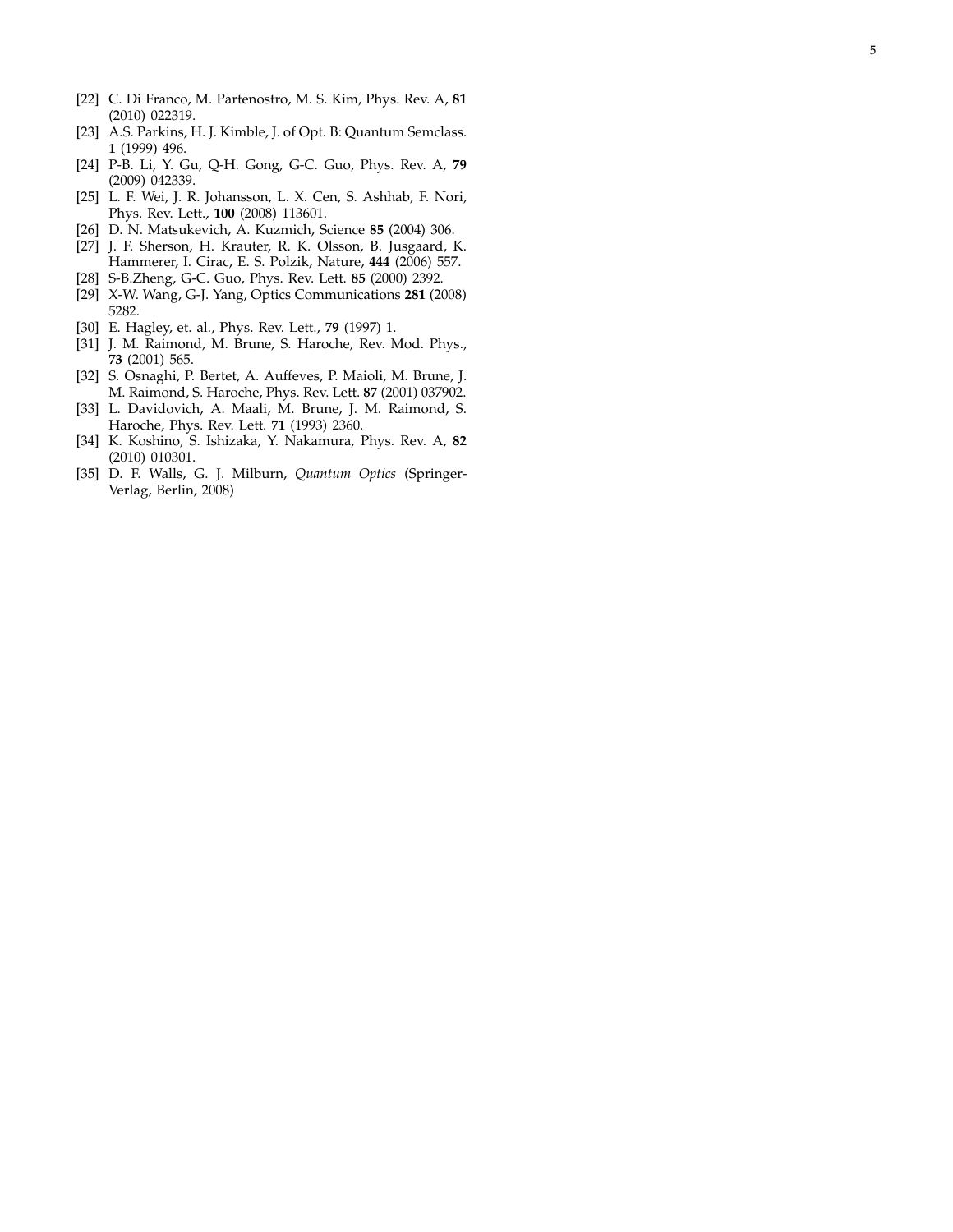[22] C. Di Franco, M. Partenostro, M. S. Kim, Phys. Rev. A, **81** (2010) 022319.

[23] A.S. Parkins, H. J. Kimble, J. of Opt. B: Quantum Semclass. **1** (1999) 496.

[24] P-B. Li, Y. Gu, Q-H. Gong, G-C. Guo, Phys. Rev. A, **79** (2009) 042339.

[25] L. F. Wei, J. R. Johansson, L. X. Cen, S. Ashhab, F. Nori, Phys. Rev. Lett., **100** (2008) 113601.

[26] D. N. Matsukevich, A. Kuzmich, Science **85** (2004) 306.

[27] J. F. Sherson, H. Krauter, R. K. Olsson, B. Jusgaard, K. Hammerer, I. Cirac, E. S. Polzik, Nature, **444** (2006) 557.

[28] S-B.Zheng, G-C. Guo, Phys. Rev. Lett. **85** (2000) 2392.

[29] X-W. Wang, G-J. Yang, Optics Communications **281** (2008) 5282.

[30] E. Hagley, et. al., Phys. Rev. Lett., **79** (1997) 1.

[31] J. M. Raimond, M. Brune, S. Haroche, Rev. Mod. Phys., **73** (2001) 565.

[32] S. Osnaghi, P. Bertet, A. Auffeves, P. Maioli, M. Brune, J. M. Raimond, S. Haroche, Phys. Rev. Lett. **87** (2001) 037902.

[33] L. Davidovich, A. Maali, M. Brune, J. M. Raimond, S. Haroche, Phys. Rev. Lett. **71** (1993) 2360.

[34] K. Koshino, S. Ishizaka, Y. Nakamura, Phys. Rev. A, **82** (2010) 010301.

[35] D. F. Walls, G. J. Milburn, *Quantum Optics* (Springer-Verlag, Berlin, 2008)